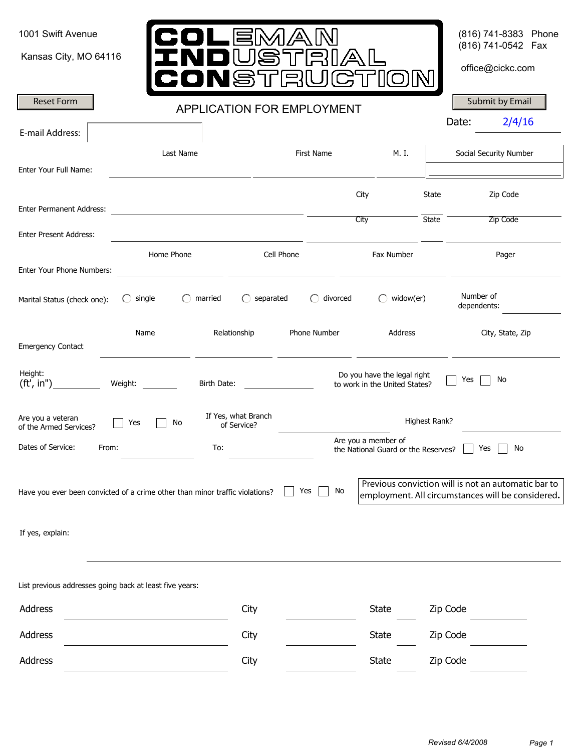1001 Swift Avenue

Kansas City, MO 64116

# COLEMAN INDUSTRIAL CONSTRUCTION

(816) 741-8383 Phone
(816) 741-0542 Fax

office@cickc.com

Reset Form

## APPLICATION FOR EMPLOYMENT

Submit by Email

Date: 2/4/16

E-mail Address: ______________________

Enter Your Full Name:

| Last Name | First Name | M. I. | Social Security Number |
|---|---|---|---|
| | | | |

Enter Permanent Address: ______________________ City ________ State ____ Zip Code ________

Enter Present Address: ______________________ City ________ State ____ Zip Code ________

Enter Your Phone Numbers:

| Home Phone | Cell Phone | Fax Number | Pager |
|---|---|---|---|
| | | | |

Marital Status (check one): ◯ single ◯ married ◯ separated ◯ divorced ◯ widow(er)

Number of dependents: ________

Emergency Contact

| Name | Relationship | Phone Number | Address | City, State, Zip |
|---|---|---|---|---|
| | | | | |

Height: (ft', in") ________ Weight: ________ Birth Date: ________

Do you have the legal right to work in the United States? ☐ Yes ☐ No

Are you a veteran of the Armed Services? ☐ Yes ☐ No

If Yes, what Branch of Service? ________ Highest Rank? ________

Dates of Service: From: ________ To: ________

Are you a member of the National Guard or the Reserves? ☐ Yes ☐ No

Have you ever been convicted of a crime other than minor traffic violations? ☐ Yes ☐ No

> Previous conviction will is not an automatic bar to employment. All circumstances will be considered.

If yes, explain: ______________________________________________

List previous addresses going back at least five years:

Address ______________________ City ________ State ____ Zip Code ________

Address ______________________ City ________ State ____ Zip Code ________

Address ______________________ City ________ State ____ Zip Code ________

*Revised 6/4/2008*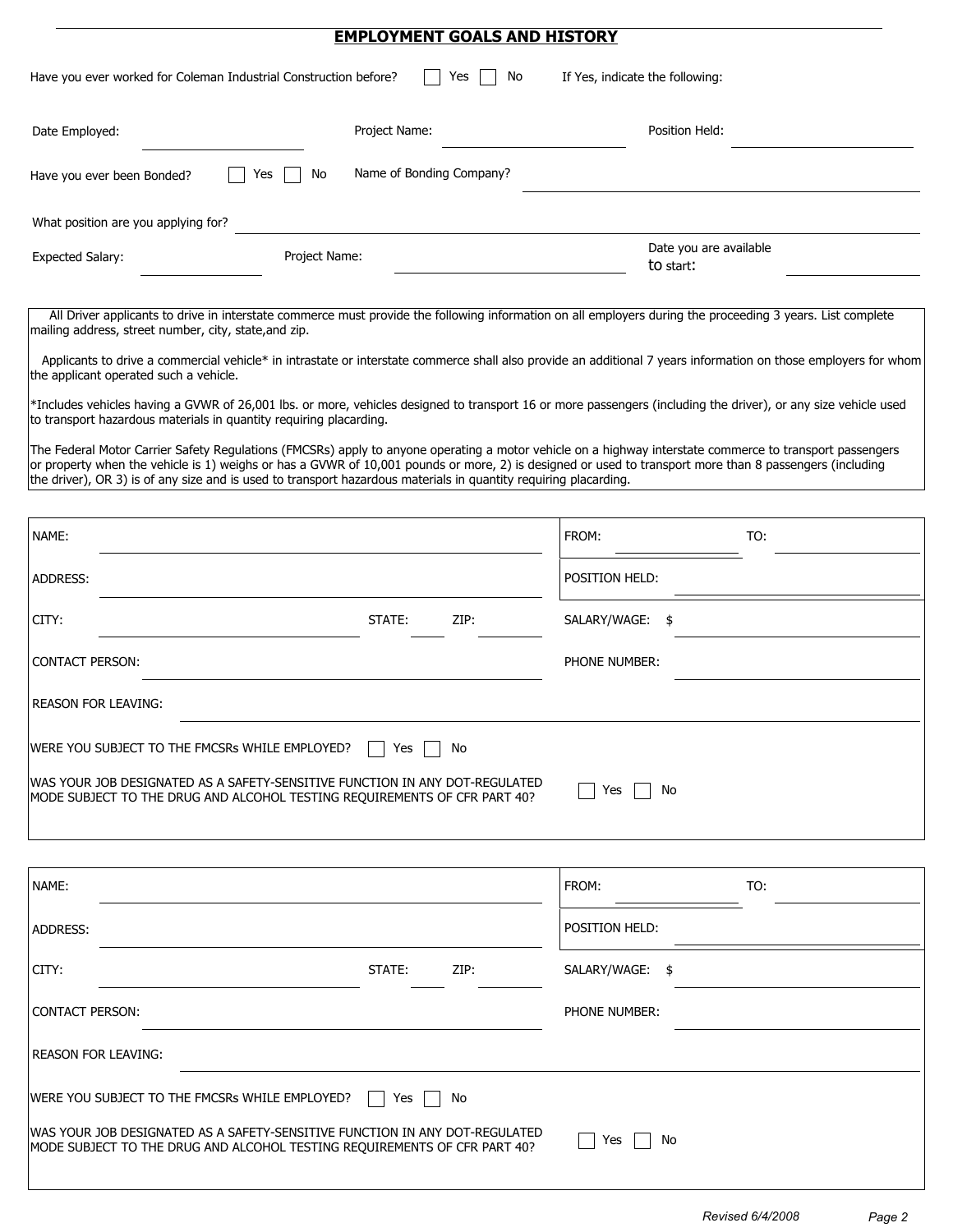## EMPLOYMENT GOALS AND HISTORY

Have you ever worked for Coleman Industrial Construction before? ☐ Yes ☐ No If Yes, indicate the following:

Date Employed: ____________ Project Name: ____________ Position Held: ____________

Have you ever been Bonded? ☐ Yes ☐ No Name of Bonding Company? ____________

What position are you applying for? ____________

Expected Salary: ____________ Project Name: ____________ Date you are available to start: ____________

All Driver applicants to drive in interstate commerce must provide the following information on all employers during the proceeding 3 years. List complete mailing address, street number, city, state,and zip.

Applicants to drive a commercial vehicle* in intrastate or interstate commerce shall also provide an additional 7 years information on those employers for whom the applicant operated such a vehicle.

*Includes vehicles having a GVWR of 26,001 lbs. or more, vehicles designed to transport 16 or more passengers (including the driver), or any size vehicle used to transport hazardous materials in quantity requiring placarding.

The Federal Motor Carrier Safety Regulations (FMCSRs) apply to anyone operating a motor vehicle on a highway interstate commerce to transport passengers or property when the vehicle is 1) weighs or has a GVWR of 10,001 pounds or more, 2) is designed or used to transport more than 8 passengers (including the driver), OR 3) is of any size and is used to transport hazardous materials in quantity requiring placarding.

| | |
|---|---|
| NAME: | FROM: ________ TO: ________ |
| ADDRESS: | POSITION HELD: |
| CITY: ________ STATE: ____ ZIP: ____ | SALARY/WAGE: $ |
| CONTACT PERSON: | PHONE NUMBER: |
| REASON FOR LEAVING: | |
| WERE YOU SUBJECT TO THE FMCSRs WHILE EMPLOYED? ☐ Yes ☐ No | |
| WAS YOUR JOB DESIGNATED AS A SAFETY-SENSITIVE FUNCTION IN ANY DOT-REGULATED MODE SUBJECT TO THE DRUG AND ALCOHOL TESTING REQUIREMENTS OF CFR PART 40? | ☐ Yes ☐ No |

| | |
|---|---|
| NAME: | FROM: ________ TO: ________ |
| ADDRESS: | POSITION HELD: |
| CITY: ________ STATE: ____ ZIP: ____ | SALARY/WAGE: $ |
| CONTACT PERSON: | PHONE NUMBER: |
| REASON FOR LEAVING: | |
| WERE YOU SUBJECT TO THE FMCSRs WHILE EMPLOYED? ☐ Yes ☐ No | |
| WAS YOUR JOB DESIGNATED AS A SAFETY-SENSITIVE FUNCTION IN ANY DOT-REGULATED MODE SUBJECT TO THE DRUG AND ALCOHOL TESTING REQUIREMENTS OF CFR PART 40? | ☐ Yes ☐ No |

*Revised 6/4/2008*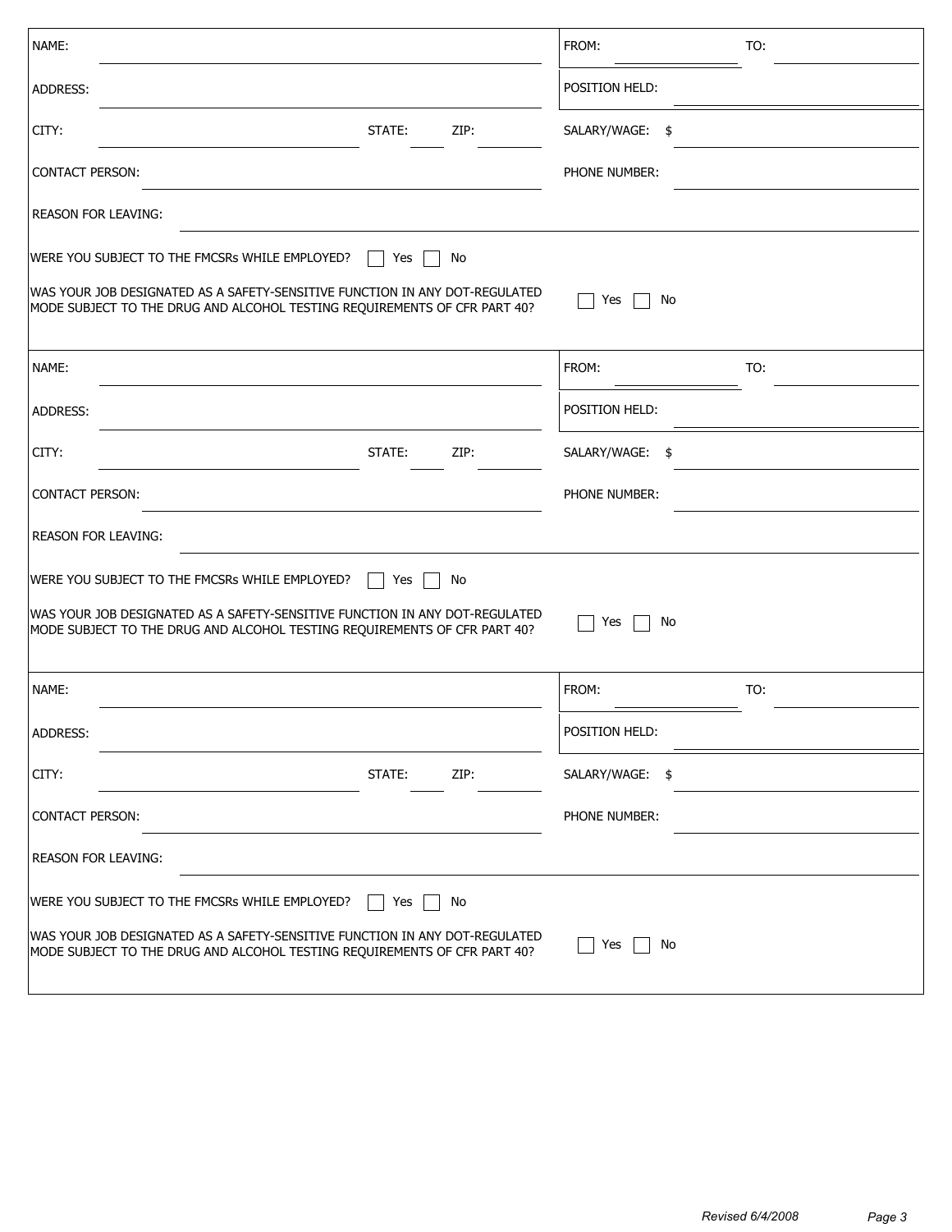NAME: ______________________ FROM: __________ TO: __________

ADDRESS: ______________________ POSITION HELD: __________

CITY: __________ STATE: ____ ZIP: ______ SALARY/WAGE: $ __________

CONTACT PERSON: ______________________ PHONE NUMBER: __________

REASON FOR LEAVING: ______________________

WERE YOU SUBJECT TO THE FMCSRs WHILE EMPLOYED? ☐ Yes ☐ No

WAS YOUR JOB DESIGNATED AS A SAFETY-SENSITIVE FUNCTION IN ANY DOT-REGULATED MODE SUBJECT TO THE DRUG AND ALCOHOL TESTING REQUIREMENTS OF CFR PART 40? ☐ Yes ☐ No

---

NAME: ______________________ FROM: __________ TO: __________

ADDRESS: ______________________ POSITION HELD: __________

CITY: __________ STATE: ____ ZIP: ______ SALARY/WAGE: $ __________

CONTACT PERSON: ______________________ PHONE NUMBER: __________

REASON FOR LEAVING: ______________________

WERE YOU SUBJECT TO THE FMCSRs WHILE EMPLOYED? ☐ Yes ☐ No

WAS YOUR JOB DESIGNATED AS A SAFETY-SENSITIVE FUNCTION IN ANY DOT-REGULATED MODE SUBJECT TO THE DRUG AND ALCOHOL TESTING REQUIREMENTS OF CFR PART 40? ☐ Yes ☐ No

---

NAME: ______________________ FROM: __________ TO: __________

ADDRESS: ______________________ POSITION HELD: __________

CITY: __________ STATE: ____ ZIP: ______ SALARY/WAGE: $ __________

CONTACT PERSON: ______________________ PHONE NUMBER: __________

REASON FOR LEAVING: ______________________

WERE YOU SUBJECT TO THE FMCSRs WHILE EMPLOYED? ☐ Yes ☐ No

WAS YOUR JOB DESIGNATED AS A SAFETY-SENSITIVE FUNCTION IN ANY DOT-REGULATED MODE SUBJECT TO THE DRUG AND ALCOHOL TESTING REQUIREMENTS OF CFR PART 40? ☐ Yes ☐ No

*Revised 6/4/2008*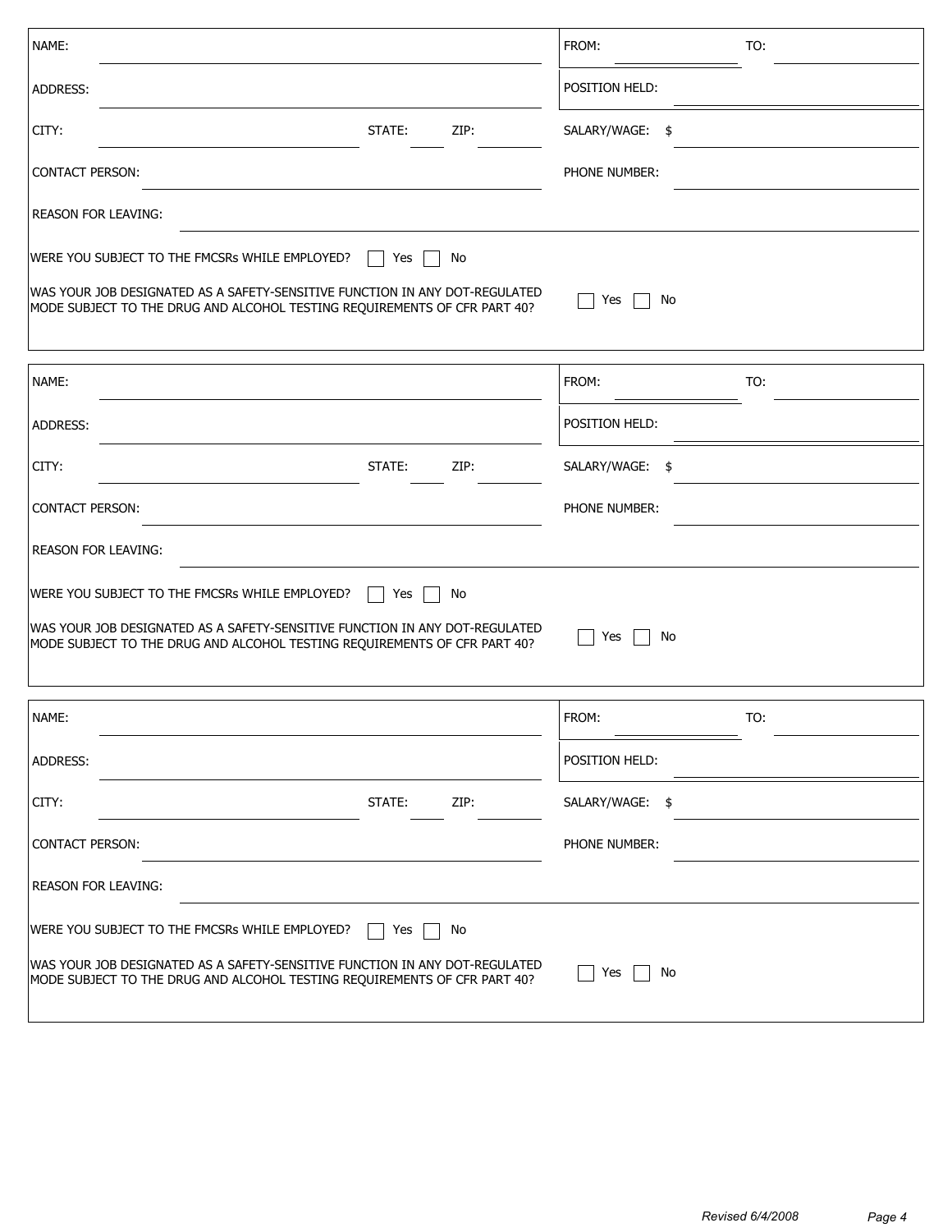NAME: ______________________________ FROM: ____________ TO: ____________

ADDRESS: ______________________________ POSITION HELD: ____________

CITY: ______________ STATE: ____ ZIP: ______ SALARY/WAGE: $ ____________

CONTACT PERSON: ______________________________ PHONE NUMBER: ____________

REASON FOR LEAVING: ______________________________

WERE YOU SUBJECT TO THE FMCSRs WHILE EMPLOYED? ☐ Yes ☐ No

WAS YOUR JOB DESIGNATED AS A SAFETY-SENSITIVE FUNCTION IN ANY DOT-REGULATED MODE SUBJECT TO THE DRUG AND ALCOHOL TESTING REQUIREMENTS OF CFR PART 40? ☐ Yes ☐ No

---

NAME: ______________________________ FROM: ____________ TO: ____________

ADDRESS: ______________________________ POSITION HELD: ____________

CITY: ______________ STATE: ____ ZIP: ______ SALARY/WAGE: $ ____________

CONTACT PERSON: ______________________________ PHONE NUMBER: ____________

REASON FOR LEAVING: ______________________________

WERE YOU SUBJECT TO THE FMCSRs WHILE EMPLOYED? ☐ Yes ☐ No

WAS YOUR JOB DESIGNATED AS A SAFETY-SENSITIVE FUNCTION IN ANY DOT-REGULATED MODE SUBJECT TO THE DRUG AND ALCOHOL TESTING REQUIREMENTS OF CFR PART 40? ☐ Yes ☐ No

---

NAME: ______________________________ FROM: ____________ TO: ____________

ADDRESS: ______________________________ POSITION HELD: ____________

CITY: ______________ STATE: ____ ZIP: ______ SALARY/WAGE: $ ____________

CONTACT PERSON: ______________________________ PHONE NUMBER: ____________

REASON FOR LEAVING: ______________________________

WERE YOU SUBJECT TO THE FMCSRs WHILE EMPLOYED? ☐ Yes ☐ No

WAS YOUR JOB DESIGNATED AS A SAFETY-SENSITIVE FUNCTION IN ANY DOT-REGULATED MODE SUBJECT TO THE DRUG AND ALCOHOL TESTING REQUIREMENTS OF CFR PART 40? ☐ Yes ☐ No

*Revised 6/4/2008*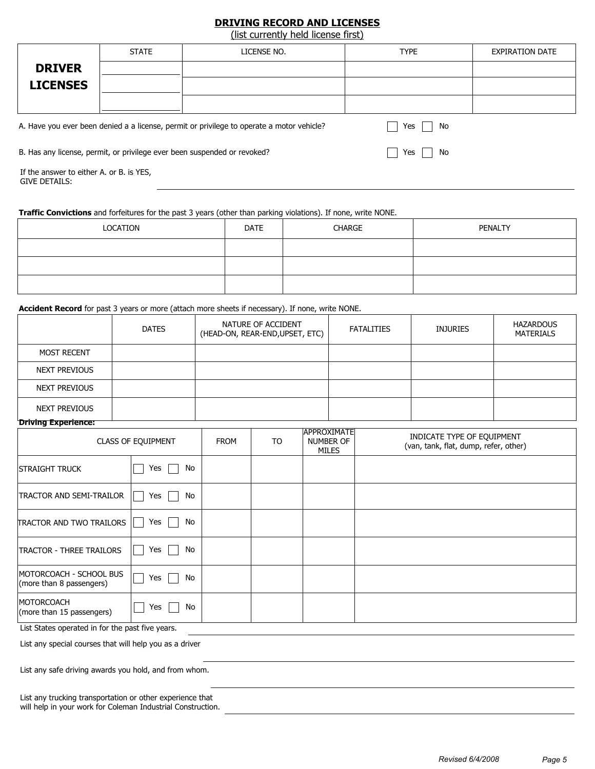## DRIVING RECORD AND LICENSES

(list currently held license first)

| DRIVER LICENSES | STATE | LICENSE NO. | TYPE | EXPIRATION DATE |
|---|---|---|---|---|
| | | | | |
| | | | | |
| | | | | |

A. Have you ever been denied a a license, permit or privilege to operate a motor vehicle? ☐ Yes ☐ No

B. Has any license, permit, or privilege ever been suspended or revoked? ☐ Yes ☐ No

If the answer to either A. or B. is YES, GIVE DETAILS: ______________________________

**Traffic Convictions** and forfeitures for the past 3 years (other than parking violations). If none, write NONE.

| LOCATION | DATE | CHARGE | PENALTY |
|---|---|---|---|
| | | | |
| | | | |
| | | | |

**Accident Record** for past 3 years or more (attach more sheets if necessary). If none, write NONE.

| | DATES | NATURE OF ACCIDENT (HEAD-ON, REAR-END,UPSET, ETC) | FATALITIES | INJURIES | HAZARDOUS MATERIALS |
|---|---|---|---|---|---|
| MOST RECENT | | | | | |
| NEXT PREVIOUS | | | | | |
| NEXT PREVIOUS | | | | | |
| NEXT PREVIOUS | | | | | |

**Driving Experience:**

| CLASS OF EQUIPMENT | | FROM | TO | APPROXIMATE NUMBER OF MILES | INDICATE TYPE OF EQUIPMENT (van, tank, flat, dump, refer, other) |
|---|---|---|---|---|---|
| STRAIGHT TRUCK | ☐ Yes ☐ No | | | | |
| TRACTOR AND SEMI-TRAILOR | ☐ Yes ☐ No | | | | |
| TRACTOR AND TWO TRAILORS | ☐ Yes ☐ No | | | | |
| TRACTOR - THREE TRAILORS | ☐ Yes ☐ No | | | | |
| MOTORCOACH - SCHOOL BUS (more than 8 passengers) | ☐ Yes ☐ No | | | | |
| MOTORCOACH (more than 15 passengers) | ☐ Yes ☐ No | | | | |

List States operated in for the past five years. ______________________________

List any special courses that will help you as a driver ______________________________

List any safe driving awards you hold, and from whom. ______________________________

List any trucking transportation or other experience that will help in your work for Coleman Industrial Construction. ______________________________

*Revised 6/4/2008*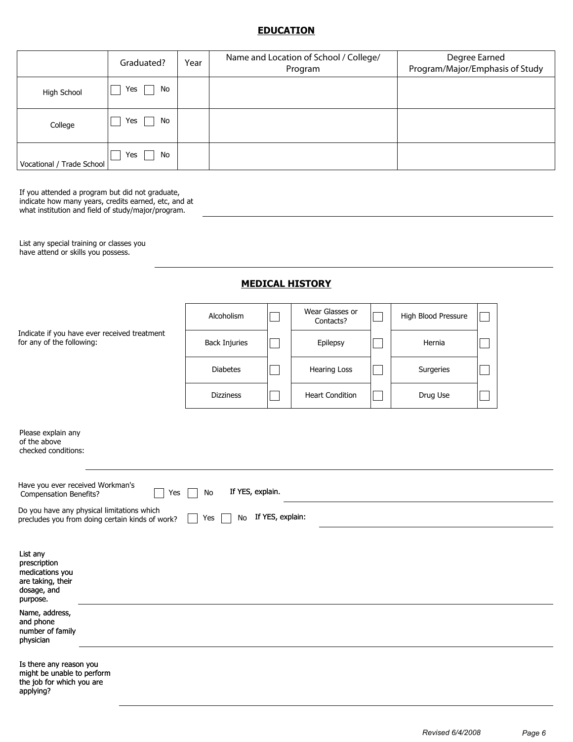## EDUCATION

| | Graduated? | Year | Name and Location of School / College/ Program | Degree Earned Program/Major/Emphasis of Study |
|---|---|---|---|---|
| High School | ☐ Yes ☐ No | | | |
| College | ☐ Yes ☐ No | | | |
| Vocational / Trade School | ☐ Yes ☐ No | | | |

If you attended a program but did not graduate, indicate how many years, credits earned, etc, and at what institution and field of study/major/program. ______________________________

List any special training or classes you have attend or skills you possess. ______________________________

## MEDICAL HISTORY

Indicate if you have ever received treatment for any of the following:

| | | | | | |
|---|---|---|---|---|---|
| Alcoholism | ☐ | Wear Glasses or Contacts? | ☐ | High Blood Pressure | ☐ |
| Back Injuries | ☐ | Epilepsy | ☐ | Hernia | ☐ |
| Diabetes | ☐ | Hearing Loss | ☐ | Surgeries | ☐ |
| Dizziness | ☐ | Heart Condition | ☐ | Drug Use | ☐ |

Please explain any of the above checked conditions: ______________________________

Have you ever received Workman's Compensation Benefits? ☐ Yes ☐ No If YES, explain. ______________________________

Do you have any physical limitations which precludes you from doing certain kinds of work? ☐ Yes ☐ No If YES, explain: ______________________________

List any prescription medications you are taking, their dosage, and purpose. ______________________________

Name, address, and phone number of family physician ______________________________

Is there any reason you might be unable to perform the job for which you are applying? ______________________________

*Revised 6/4/2008*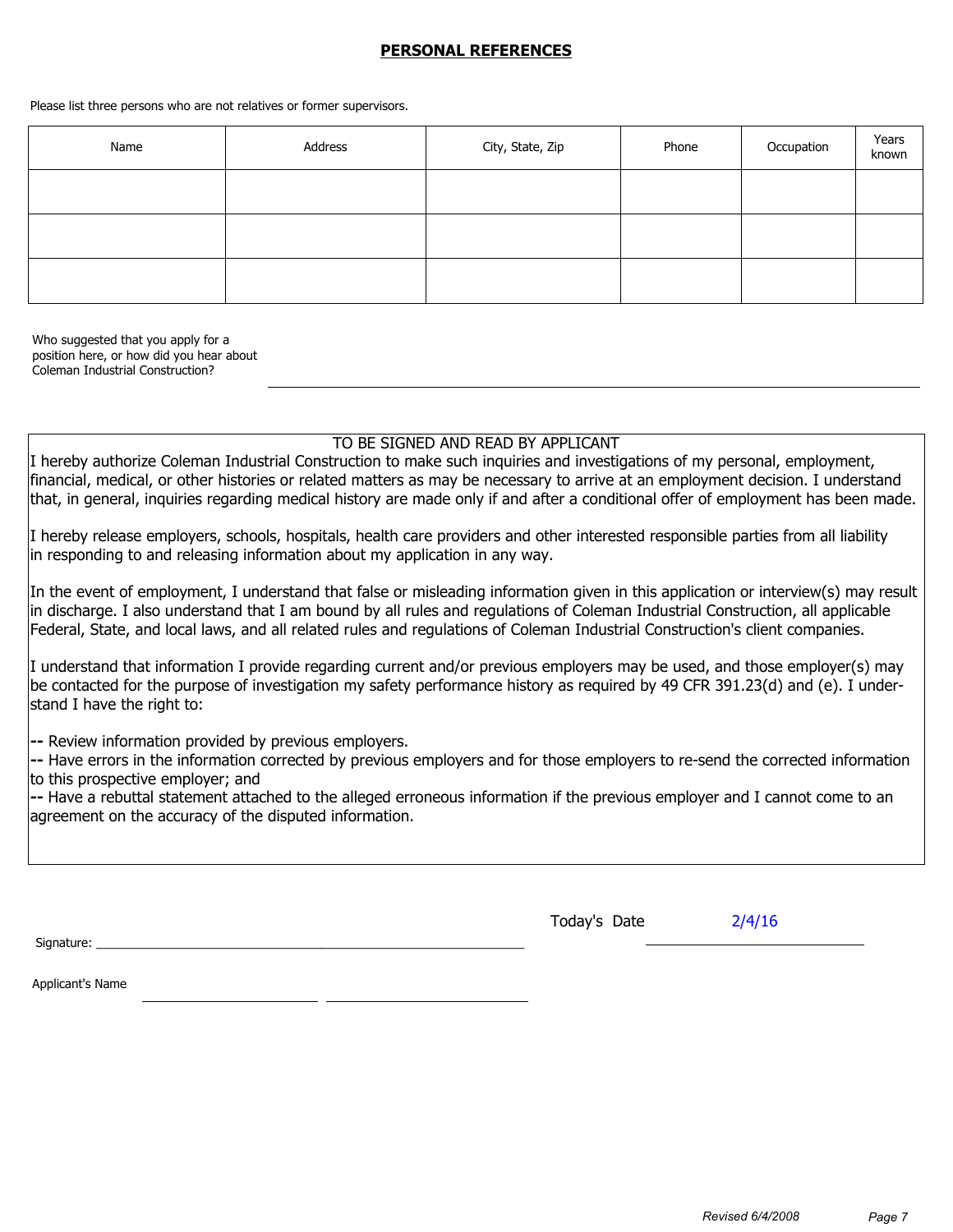## PERSONAL REFERENCES

Please list three persons who are not relatives or former supervisors.

| Name | Address | City, State, Zip | Phone | Occupation | Years known |
|---|---|---|---|---|---|
| | | | | | |
| | | | | | |
| | | | | | |

Who suggested that you apply for a position here, or how did you hear about Coleman Industrial Construction? ______________________________

TO BE SIGNED AND READ BY APPLICANT

I hereby authorize Coleman Industrial Construction to make such inquiries and investigations of my personal, employment, financial, medical, or other histories or related matters as may be necessary to arrive at an employment decision. I understand that, in general, inquiries regarding medical history are made only if and after a conditional offer of employment has been made.

I hereby release employers, schools, hospitals, health care providers and other interested responsible parties from all liability in responding to and releasing information about my application in any way.

In the event of employment, I understand that false or misleading information given in this application or interview(s) may result in discharge. I also understand that I am bound by all rules and regulations of Coleman Industrial Construction, all applicable Federal, State, and local laws, and all related rules and regulations of Coleman Industrial Construction's client companies.

I understand that information I provide regarding current and/or previous employers may be used, and those employer(s) may be contacted for the purpose of investigation my safety performance history as required by 49 CFR 391.23(d) and (e). I understand I have the right to:

**--** Review information provided by previous employers.
**--** Have errors in the information corrected by previous employers and for those employers to re-send the corrected information to this prospective employer; and
**--** Have a rebuttal statement attached to the alleged erroneous information if the previous employer and I cannot come to an agreement on the accuracy of the disputed information.

Signature: ______________________________ Today's Date 2/4/16

Applicant's Name ____________ ____________

*Revised 6/4/2008*